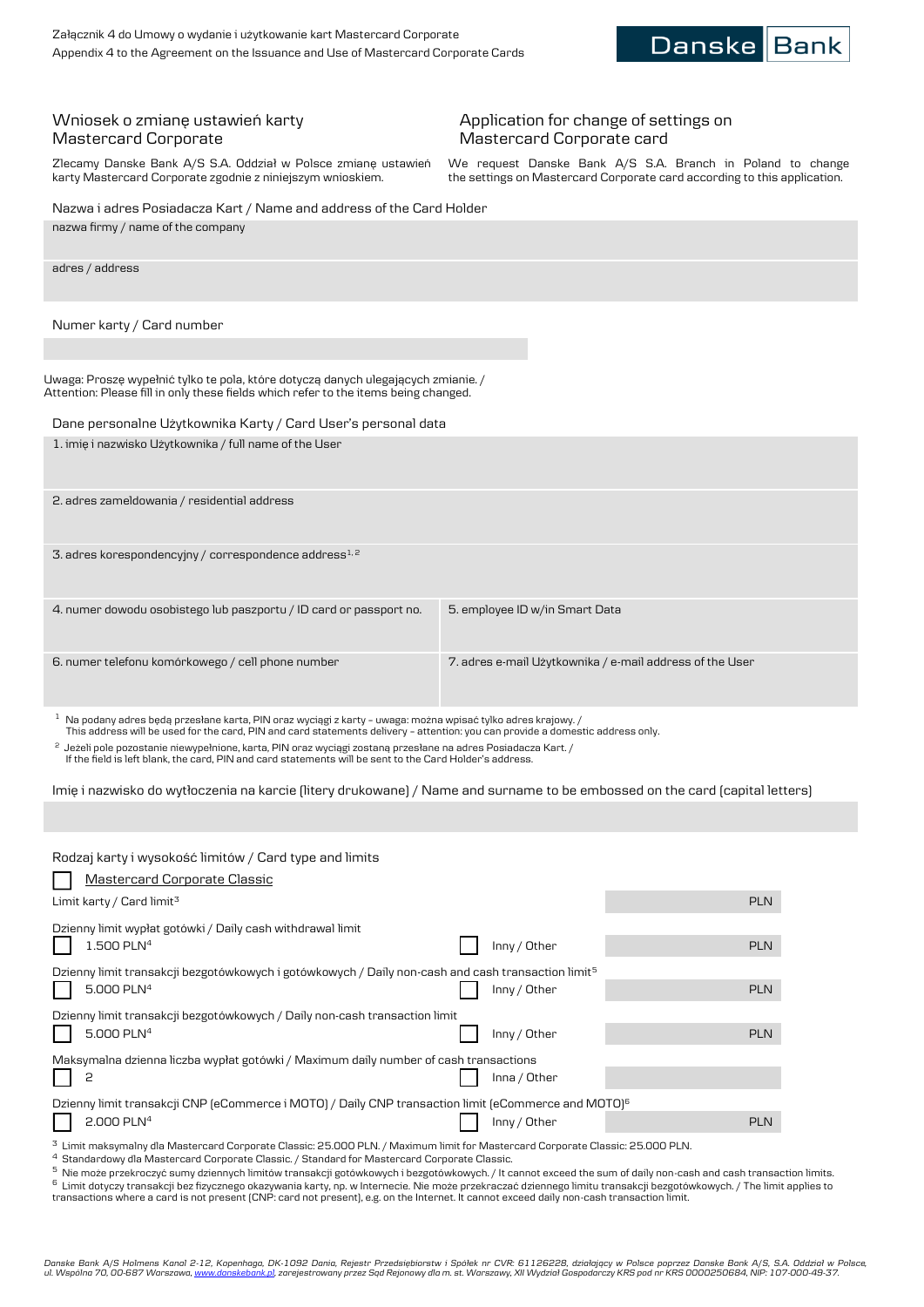Załącznik 4 do Umowy o wydanie i użytkowanie kart Mastercard Corporate
Appendix 4 to the Agreement on the Issuance and Use of Mastercard Corporate Cards

Danske Bank

## Wniosek o zmianę ustawień karty Mastercard Corporate

Zlecamy Danske Bank A/S S.A. Oddział w Polsce zmianę ustawień karty Mastercard Corporate zgodnie z niniejszym wnioskiem.

## Application for change of settings on Mastercard Corporate card

We request Danske Bank A/S S.A. Branch in Poland to change the settings on Mastercard Corporate card according to this application.

### Nazwa i adres Posiadacza Kart / Name and address of the Card Holder

| nazwa firmy / name of the company |
|---|
| |

| adres / address |
|---|
| |

### Numer karty / Card number

| |
|---|
| |

Uwaga: Proszę wypełnić tylko te pola, które dotyczą danych ulegających zmianie. /
Attention: Please fill in only these fields which refer to the items being changed.

### Dane personalne Użytkownika Karty / Card User's personal data

| | |
|---|---|
| 1. imię i nazwisko Użytkownika / full name of the User | |
| 2. adres zameldowania / residential address | |
| 3. adres korespondencyjny / correspondence address[1, 2] | |
| 4. numer dowodu osobistego lub paszportu / ID card or passport no. | 5. employee ID w/in Smart Data |
| 6. numer telefonu komórkowego / cell phone number | 7. adres e-mail Użytkownika / e-mail address of the User |

[1] Na podany adres będą przesłane karta, PIN oraz wyciągi z karty – uwaga: można wpisać tylko adres krajowy. /
This address will be used for the card, PIN and card statements delivery – attention: you can provide a domestic address only.

[2] Jeżeli pole pozostanie niewypełnione, karta, PIN oraz wyciągi zostaną przesłane na adres Posiadacza Kart. /
If the field is left blank, the card, PIN and card statements will be sent to the Card Holder's address.

### Imię i nazwisko do wytłoczenia na karcie (litery drukowane) / Name and surname to be embossed on the card (capital letters)

| |
|---|
| |

### Rodzaj kart i wysokość limitów / Card type and limits

☐ Mastercard Corporate Classic

| | | |
|---|---|---|
| Limit karty / Card limit[3] | | PLN |
| Dzienny limit wypłat gotówki / Daily cash withdrawal limit<br>☐ 1.500 PLN[4] | ☐ Inny / Other | PLN |
| Dzienny limit transakcji bezgotówkowych i gotówkowych / Daily non-cash and cash transaction limit[5]<br>☐ 5.000 PLN[4] | ☐ Inny / Other | PLN |
| Dzienny limit transakcji bezgotówkowych / Daily non-cash transaction limit<br>☐ 5.000 PLN[4] | ☐ Inny / Other | PLN |
| Maksymalna dzienna liczba wypłat gotówki / Maximum daily number of cash transactions<br>☐ 2 | ☐ Inna / Other | |
| Dzienny limit transakcji CNP (eCommerce i MOTO) / Daily CNP transaction limit (eCommerce and MOTO)[6]<br>☐ 2.000 PLN[4] | ☐ Inny / Other | PLN |

[3] Limit maksymalny dla Mastercard Corporate Classic: 25.000 PLN. / Maximum limit for Mastercard Corporate Classic: 25.000 PLN.

[4] Standardowy dla Mastercard Corporate Classic. / Standard for Mastercard Corporate Classic.

[5] Nie może przekroczyć sumy dziennych limitów transakcji gotówkowych i bezgotówkowych. / It cannot exceed the sum of daily non-cash and cash transaction limits.

[6] Limit dotyczy transakcji bez fizycznego okazywania karty, np. w Internecie. Nie może przekraczać dziennego limitu transakcji bezgotówkowych. / The limit applies to transactions where a card is not present (CNP: card not present), e.g. on the Internet. It cannot exceed daily non-cash transaction limit.

*Danske Bank A/S Holmens Kanal 2-12, Kopenhaga, DK-1092 Dania, Rejestr Przedsiębiorstw i Spółek nr CVR: 61126228, działający w Polsce poprzez Danske Bank A/S, S.A. Oddział w Polsce, ul. Wspólna 70, 00-687 Warszawa, www.danskebank.pl, zarejestrowany przez Sąd Rejonowy dla m. st. Warszawy, XII Wydział Gospodarczy KRS pod nr KRS 0000250684, NIP: 107-000-49-37.*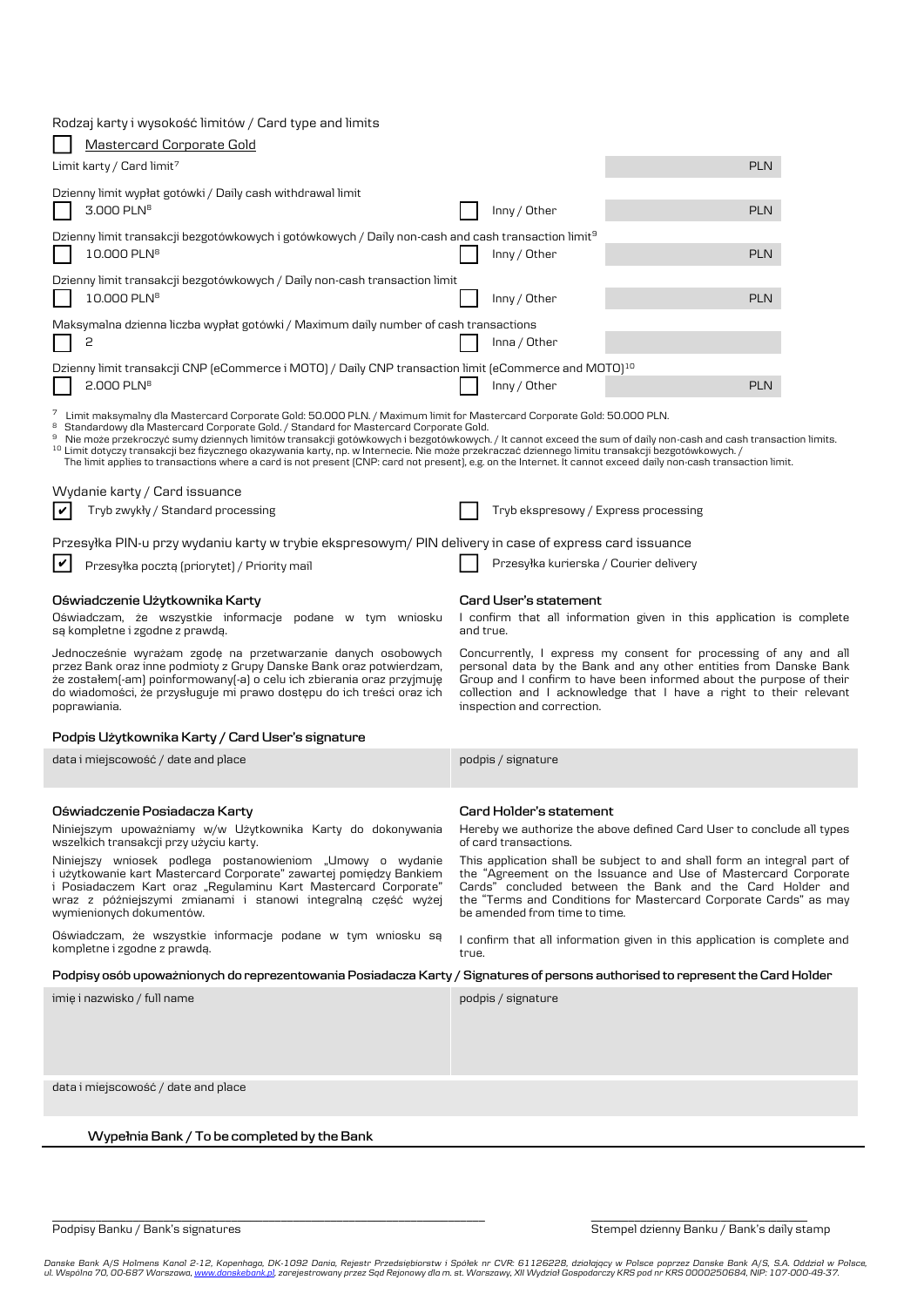## Rodzaj karty i wysokość limitów / Card type and limits

☐ Mastercard Corporate Gold

| | | |
|---|---|---|
| Limit karty / Card limit[7] | | PLN |
| **Dzienny limit wypłat gotówki / Daily cash withdrawal limit** | | |
| ☐ 3.000 PLN[8] | ☐ Inny / Other | PLN |
| **Dzienny limit transakcji bezgotówkowych i gotówkowych / Daily non-cash and cash transaction limit[9]** | | |
| ☐ 10.000 PLN[8] | ☐ Inny / Other | PLN |
| **Dzienny limit transakcji bezgotówkowych / Daily non-cash transaction limit** | | |
| ☐ 10.000 PLN[8] | ☐ Inny / Other | PLN |
| **Maksymalna dzienna liczba wypłat gotówki / Maximum daily number of cash transactions** | | |
| ☐ 2 | ☐ Inna / Other | |
| **Dzienny limit transakcji CNP (eCommerce i MOTO) / Daily CNP transaction limit (eCommerce and MOTO)[10]** | | |
| ☐ 2.000 PLN[8] | ☐ Inny / Other | PLN |

[7] Limit maksymalny dla Mastercard Corporate Gold: 50.000 PLN. / Maximum limit for Mastercard Corporate Gold: 50.000 PLN.
[8] Standardowy dla Mastercard Corporate Gold. / Standard for Mastercard Corporate Gold.
[9] Nie może przekroczyć sumy dziennych limitów transakcji gotówkowych i bezgotówkowych. / It cannot exceed the sum of daily non-cash and cash transaction limits.
[10] Limit dotyczy transakcji bez fizycznego okazywania karty, np. w Internecie. Nie może przekraczać dziennego limitu transakcji bezgotówkowych. / The limit applies to transactions where a card is not present (CNP: card not present), e.g. on the Internet. It cannot exceed daily non-cash transaction limit.

## Wydanie karty / Card issuance

☑ Tryb zwykły / Standard processing ☐ Tryb ekspresowy / Express processing

## Przesyłka PIN-u przy wydaniu karty w trybie ekspresowym/ PIN delivery in case of express card issuance

☑ Przesyłka pocztą (priorytet) / Priority mail ☐ Przesyłka kurierska / Courier delivery

### Oświadczenie Użytkownika Karty

Oświadczam, że wszystkie informacje podane w tym wniosku są kompletne i zgodne z prawdą.

Jednocześnie wyrażam zgodę na przetwarzanie danych osobowych przez Bank oraz inne podmioty z Grupy Danske Bank oraz potwierdzam, że zostałem(-am) poinformowany(-a) o celu ich zbierania oraz przyjmuję do wiadomości, że przysługuje mi prawo dostępu do ich treści oraz ich poprawiania.

### Card User's statement

I confirm that all information given in this application is complete and true.

Concurrently, I express my consent for processing of any and all personal data by the Bank and any other entities from Danske Bank Group and I confirm to have been informed about the purpose of their collection and I acknowledge that I have a right to their relevant inspection and correction.

### Podpis Użytkownika Karty / Card User's signature

| data i miejscowość / date and place | podpis / signature |
|---|---|
| | |

### Oświadczenie Posiadacza Karty

Niniejszym upoważniamy w/w Użytkownika Karty do dokonywania wszelkich transakcji przy użyciu karty.

Niniejszy wniosek podlega postanowieniom „Umowy o wydanie i użytkowanie kart Mastercard Corporate" zawartej pomiędzy Bankiem i Posiadaczem Kart oraz „Regulaminu Kart Mastercard Corporate" wraz z późniejszymi zmianami i stanowi integralną część wyżej wymienionych dokumentów.

Oświadczam, że wszystkie informacje podane w tym wniosku są kompletne i zgodne z prawdą.

### Card Holder's statement

Hereby we authorize the above defined Card User to conclude all types of card transactions.

This application shall be subject to and shall form an integral part of the "Agreement on the Issuance and Use of Mastercard Corporate Cards" concluded between the Bank and the Card Holder and the "Terms and Conditions for Mastercard Corporate Cards" as may be amended from time to time.

I confirm that all information given in this application is complete and true.

### Podpisy osób upoważnionych do reprezentowania Posiadacza Karty / Signatures of persons authorised to represent the Card Holder

| imię i nazwisko / full name | podpis / signature |
|---|---|
| | |
| data i miejscowość / date and place | |

### Wypełnia Bank / To be completed by the Bank

Podpisy Banku / Bank's signatures

Stempel dzienny Banku / Bank's daily stamp

*Danske Bank A/S Holmens Kanal 2-12, Kopenhaga, DK-1092 Dania, Rejestr Przedsiębiorstw i Spółek nr CVR: 61126228, działający w Polsce poprzez Danske Bank A/S, S.A. Oddział w Polsce, ul. Wspólna 70, 00-687 Warszawa, www.danskebank.pl, zarejestrowany przez Sąd Rejonowy dla m. st. Warszawy, XII Wydział Gospodarczy KRS pod nr KRS 0000250684, NIP: 107-000-49-37.*